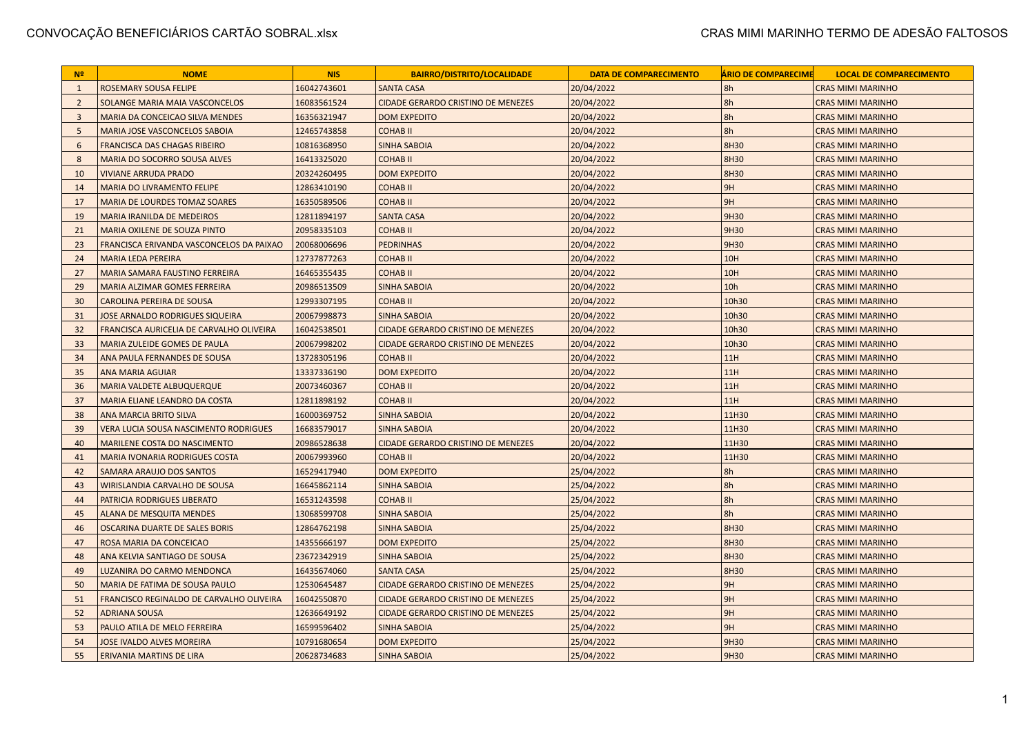CONVOCAÇÃO BENEFICIÁRIOS CARTÃO SOBRAL.xlsx

CRAS MIMI MARINHO TERMO DE ADESÃO FALTOSOS

| Nº | NOME | NIS | BAIRRO/DISTRITO/LOCALIDADE | DATA DE COMPARECIMENTO | ÁRIO DE COMPARECIME | LOCAL DE COMPARECIMENTO |
|---|---|---|---|---|---|---|
| 1 | ROSEMARY SOUSA FELIPE | 16042743601 | SANTA CASA | 20/04/2022 | 8h | CRAS MIMI MARINHO |
| 2 | SOLANGE MARIA MAIA VASCONCELOS | 16083561524 | CIDADE GERARDO CRISTINO DE MENEZES | 20/04/2022 | 8h | CRAS MIMI MARINHO |
| 3 | MARIA DA CONCEICAO SILVA MENDES | 16356321947 | DOM EXPEDITO | 20/04/2022 | 8h | CRAS MIMI MARINHO |
| 5 | MARIA JOSE VASCONCELOS SABOIA | 12465743858 | COHAB II | 20/04/2022 | 8h | CRAS MIMI MARINHO |
| 6 | FRANCISCA DAS CHAGAS RIBEIRO | 10816368950 | SINHA SABOIA | 20/04/2022 | 8H30 | CRAS MIMI MARINHO |
| 8 | MARIA DO SOCORRO SOUSA ALVES | 16413325020 | COHAB II | 20/04/2022 | 8H30 | CRAS MIMI MARINHO |
| 10 | VIVIANE ARRUDA PRADO | 20324260495 | DOM EXPEDITO | 20/04/2022 | 8H30 | CRAS MIMI MARINHO |
| 14 | MARIA DO LIVRAMENTO FELIPE | 12863410190 | COHAB II | 20/04/2022 | 9H | CRAS MIMI MARINHO |
| 17 | MARIA DE LOURDES TOMAZ SOARES | 16350589506 | COHAB II | 20/04/2022 | 9H | CRAS MIMI MARINHO |
| 19 | MARIA IRANILDA DE MEDEIROS | 12811894197 | SANTA CASA | 20/04/2022 | 9H30 | CRAS MIMI MARINHO |
| 21 | MARIA OXILENE DE SOUZA PINTO | 20958335103 | COHAB II | 20/04/2022 | 9H30 | CRAS MIMI MARINHO |
| 23 | FRANCISCA ERIVANDA VASCONCELOS DA PAIXAO | 20068006696 | PEDRINHAS | 20/04/2022 | 9H30 | CRAS MIMI MARINHO |
| 24 | MARIA LEDA PEREIRA | 12737877263 | COHAB II | 20/04/2022 | 10H | CRAS MIMI MARINHO |
| 27 | MARIA SAMARA FAUSTINO FERREIRA | 16465355435 | COHAB II | 20/04/2022 | 10H | CRAS MIMI MARINHO |
| 29 | MARIA ALZIMAR GOMES FERREIRA | 20986513509 | SINHA SABOIA | 20/04/2022 | 10h | CRAS MIMI MARINHO |
| 30 | CAROLINA PEREIRA DE SOUSA | 12993307195 | COHAB II | 20/04/2022 | 10h30 | CRAS MIMI MARINHO |
| 31 | JOSE ARNALDO RODRIGUES SIQUEIRA | 20067998873 | SINHA SABOIA | 20/04/2022 | 10h30 | CRAS MIMI MARINHO |
| 32 | FRANCISCA AURICELIA DE CARVALHO OLIVEIRA | 16042538501 | CIDADE GERARDO CRISTINO DE MENEZES | 20/04/2022 | 10h30 | CRAS MIMI MARINHO |
| 33 | MARIA ZULEIDE GOMES DE PAULA | 20067998202 | CIDADE GERARDO CRISTINO DE MENEZES | 20/04/2022 | 10h30 | CRAS MIMI MARINHO |
| 34 | ANA PAULA FERNANDES DE SOUSA | 13728305196 | COHAB II | 20/04/2022 | 11H | CRAS MIMI MARINHO |
| 35 | ANA MARIA AGUIAR | 13337336190 | DOM EXPEDITO | 20/04/2022 | 11H | CRAS MIMI MARINHO |
| 36 | MARIA VALDETE ALBUQUERQUE | 20073460367 | COHAB II | 20/04/2022 | 11H | CRAS MIMI MARINHO |
| 37 | MARIA ELIANE LEANDRO DA COSTA | 12811898192 | COHAB II | 20/04/2022 | 11H | CRAS MIMI MARINHO |
| 38 | ANA MARCIA BRITO SILVA | 16000369752 | SINHA SABOIA | 20/04/2022 | 11H30 | CRAS MIMI MARINHO |
| 39 | VERA LUCIA SOUSA NASCIMENTO RODRIGUES | 16683579017 | SINHA SABOIA | 20/04/2022 | 11H30 | CRAS MIMI MARINHO |
| 40 | MARILENE COSTA DO NASCIMENTO | 20986528638 | CIDADE GERARDO CRISTINO DE MENEZES | 20/04/2022 | 11H30 | CRAS MIMI MARINHO |
| 41 | MARIA IVONARIA RODRIGUES COSTA | 20067993960 | COHAB II | 20/04/2022 | 11H30 | CRAS MIMI MARINHO |
| 42 | SAMARA ARAUJO DOS SANTOS | 16529417940 | DOM EXPEDITO | 25/04/2022 | 8h | CRAS MIMI MARINHO |
| 43 | WIRISLANDIA CARVALHO DE SOUSA | 16645862114 | SINHA SABOIA | 25/04/2022 | 8h | CRAS MIMI MARINHO |
| 44 | PATRICIA RODRIGUES LIBERATO | 16531243598 | COHAB II | 25/04/2022 | 8h | CRAS MIMI MARINHO |
| 45 | ALANA DE MESQUITA MENDES | 13068599708 | SINHA SABOIA | 25/04/2022 | 8h | CRAS MIMI MARINHO |
| 46 | OSCARINA DUARTE DE SALES BORIS | 12864762198 | SINHA SABOIA | 25/04/2022 | 8H30 | CRAS MIMI MARINHO |
| 47 | ROSA MARIA DA CONCEICAO | 14355666197 | DOM EXPEDITO | 25/04/2022 | 8H30 | CRAS MIMI MARINHO |
| 48 | ANA KELVIA SANTIAGO DE SOUSA | 23672342919 | SINHA SABOIA | 25/04/2022 | 8H30 | CRAS MIMI MARINHO |
| 49 | LUZANIRA DO CARMO MENDONCA | 16435674060 | SANTA CASA | 25/04/2022 | 8H30 | CRAS MIMI MARINHO |
| 50 | MARIA DE FATIMA DE SOUSA PAULO | 12530645487 | CIDADE GERARDO CRISTINO DE MENEZES | 25/04/2022 | 9H | CRAS MIMI MARINHO |
| 51 | FRANCISCO REGINALDO DE CARVALHO OLIVEIRA | 16042550870 | CIDADE GERARDO CRISTINO DE MENEZES | 25/04/2022 | 9H | CRAS MIMI MARINHO |
| 52 | ADRIANA SOUSA | 12636649192 | CIDADE GERARDO CRISTINO DE MENEZES | 25/04/2022 | 9H | CRAS MIMI MARINHO |
| 53 | PAULO ATILA DE MELO FERREIRA | 16599596402 | SINHA SABOIA | 25/04/2022 | 9H | CRAS MIMI MARINHO |
| 54 | JOSE IVALDO ALVES MOREIRA | 10791680654 | DOM EXPEDITO | 25/04/2022 | 9H30 | CRAS MIMI MARINHO |
| 55 | ERIVANIA MARTINS DE LIRA | 20628734683 | SINHA SABOIA | 25/04/2022 | 9H30 | CRAS MIMI MARINHO |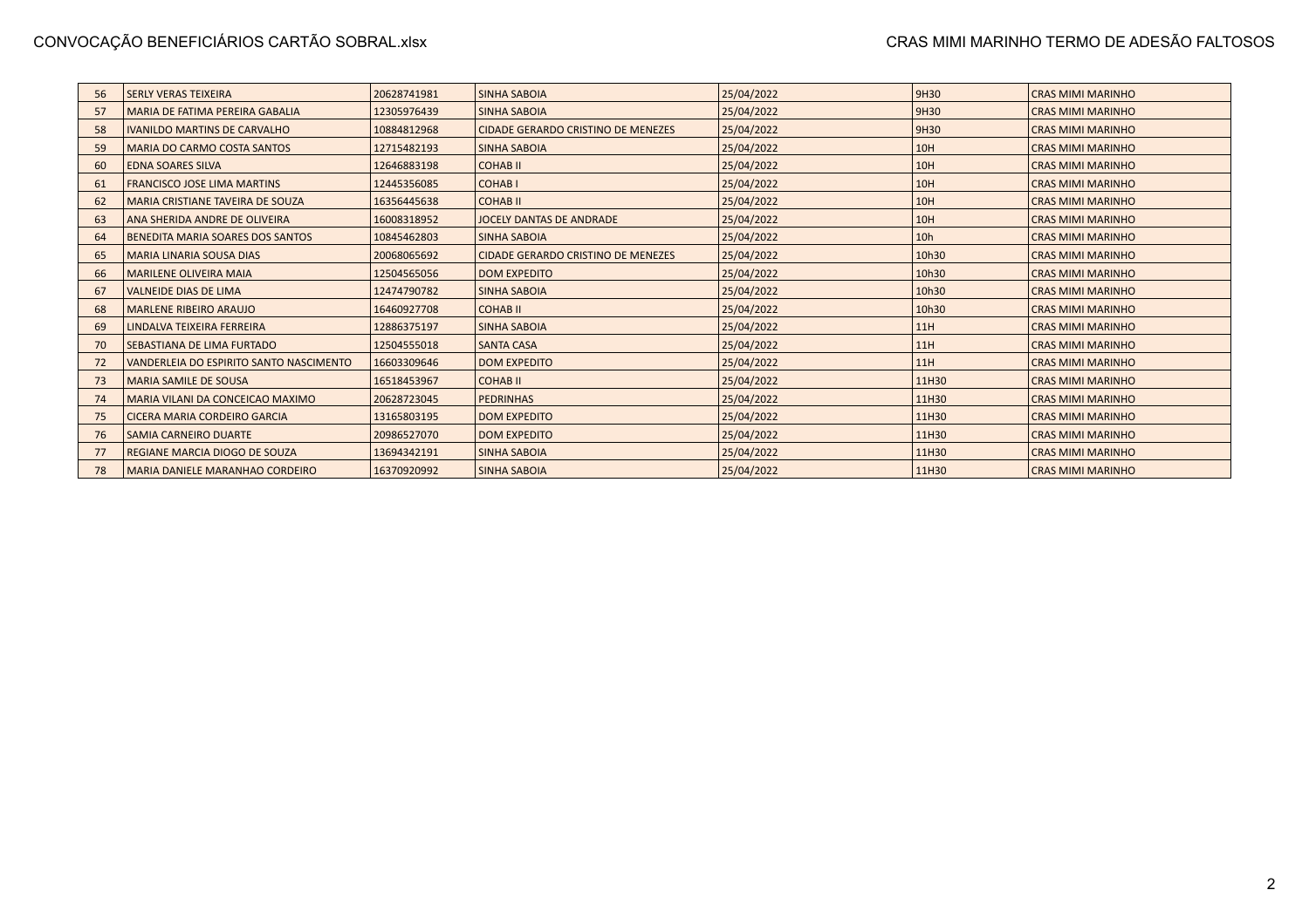| | | | | | | |
|---|---|---|---|---|---|---|
| 56 | SERLY VERAS TEIXEIRA | 20628741981 | SINHA SABOIA | 25/04/2022 | 9H30 | CRAS MIMI MARINHO |
| 57 | MARIA DE FATIMA PEREIRA GABALIA | 12305976439 | SINHA SABOIA | 25/04/2022 | 9H30 | CRAS MIMI MARINHO |
| 58 | IVANILDO MARTINS DE CARVALHO | 10884812968 | CIDADE GERARDO CRISTINO DE MENEZES | 25/04/2022 | 9H30 | CRAS MIMI MARINHO |
| 59 | MARIA DO CARMO COSTA SANTOS | 12715482193 | SINHA SABOIA | 25/04/2022 | 10H | CRAS MIMI MARINHO |
| 60 | EDNA SOARES SILVA | 12646883198 | COHAB II | 25/04/2022 | 10H | CRAS MIMI MARINHO |
| 61 | FRANCISCO JOSE LIMA MARTINS | 12445356085 | COHAB I | 25/04/2022 | 10H | CRAS MIMI MARINHO |
| 62 | MARIA CRISTIANE TAVEIRA DE SOUZA | 16356445638 | COHAB II | 25/04/2022 | 10H | CRAS MIMI MARINHO |
| 63 | ANA SHERIDA ANDRE DE OLIVEIRA | 16008318952 | JOCELY DANTAS DE ANDRADE | 25/04/2022 | 10H | CRAS MIMI MARINHO |
| 64 | BENEDITA MARIA SOARES DOS SANTOS | 10845462803 | SINHA SABOIA | 25/04/2022 | 10h | CRAS MIMI MARINHO |
| 65 | MARIA LINARIA SOUSA DIAS | 20068065692 | CIDADE GERARDO CRISTINO DE MENEZES | 25/04/2022 | 10h30 | CRAS MIMI MARINHO |
| 66 | MARILENE OLIVEIRA MAIA | 12504565056 | DOM EXPEDITO | 25/04/2022 | 10h30 | CRAS MIMI MARINHO |
| 67 | VALNEIDE DIAS DE LIMA | 12474790782 | SINHA SABOIA | 25/04/2022 | 10h30 | CRAS MIMI MARINHO |
| 68 | MARLENE RIBEIRO ARAUJO | 16460927708 | COHAB II | 25/04/2022 | 10h30 | CRAS MIMI MARINHO |
| 69 | LINDALVA TEIXEIRA FERREIRA | 12886375197 | SINHA SABOIA | 25/04/2022 | 11H | CRAS MIMI MARINHO |
| 70 | SEBASTIANA DE LIMA FURTADO | 12504555018 | SANTA CASA | 25/04/2022 | 11H | CRAS MIMI MARINHO |
| 72 | VANDERLEIA DO ESPIRITO SANTO NASCIMENTO | 16603309646 | DOM EXPEDITO | 25/04/2022 | 11H | CRAS MIMI MARINHO |
| 73 | MARIA SAMILE DE SOUSA | 16518453967 | COHAB II | 25/04/2022 | 11H30 | CRAS MIMI MARINHO |
| 74 | MARIA VILANI DA CONCEICAO MAXIMO | 20628723045 | PEDRINHAS | 25/04/2022 | 11H30 | CRAS MIMI MARINHO |
| 75 | CICERA MARIA CORDEIRO GARCIA | 13165803195 | DOM EXPEDITO | 25/04/2022 | 11H30 | CRAS MIMI MARINHO |
| 76 | SAMIA CARNEIRO DUARTE | 20986527070 | DOM EXPEDITO | 25/04/2022 | 11H30 | CRAS MIMI MARINHO |
| 77 | REGIANE MARCIA DIOGO DE SOUZA | 13694342191 | SINHA SABOIA | 25/04/2022 | 11H30 | CRAS MIMI MARINHO |
| 78 | MARIA DANIELE MARANHAO CORDEIRO | 16370920992 | SINHA SABOIA | 25/04/2022 | 11H30 | CRAS MIMI MARINHO |